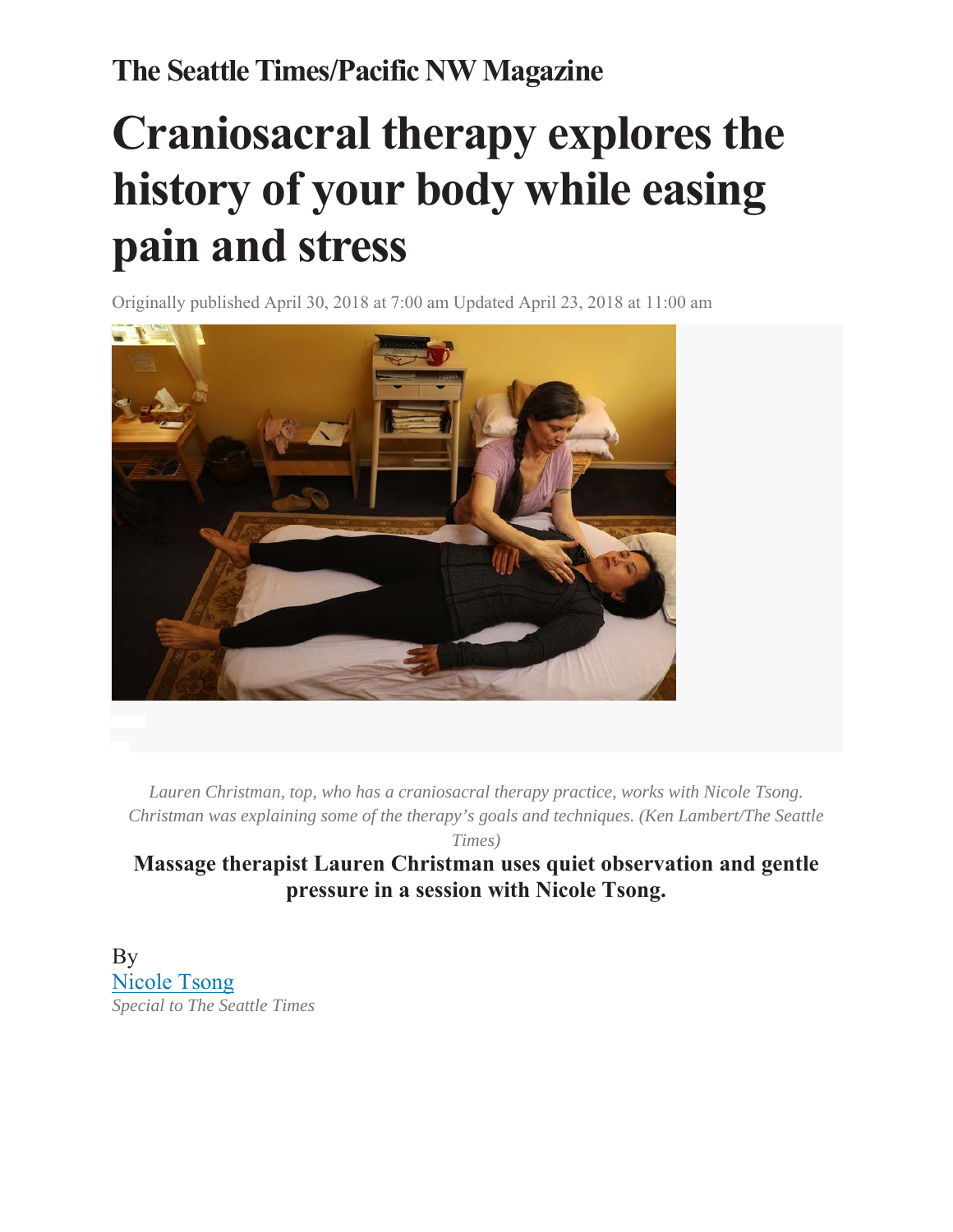**The Seattle Times/Pacific NW Magazine**

# Craniosacral therapy explores the history of your body while easing pain and stress

Originally published April 30, 2018 at 7:00 am Updated April 23, 2018 at 11:00 am

*Lauren Christman, top, who has a craniosacral therapy practice, works with Nicole Tsong. Christman was explaining some of the therapy's goals and techniques. (Ken Lambert/The Seattle Times)*

**Massage therapist Lauren Christman uses quiet observation and gentle pressure in a session with Nicole Tsong.**

By
Nicole Tsong
*Special to The Seattle Times*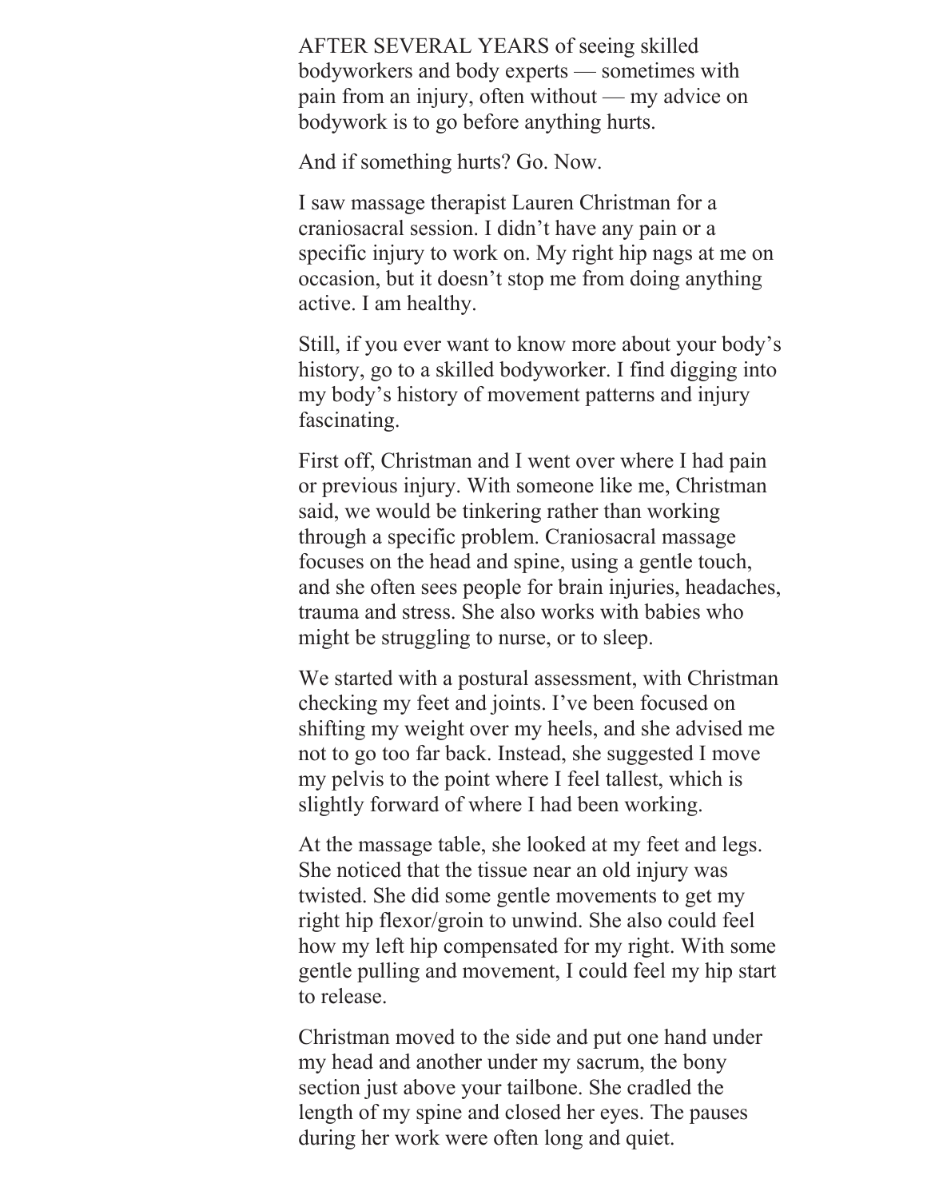AFTER SEVERAL YEARS of seeing skilled bodyworkers and body experts — sometimes with pain from an injury, often without — my advice on bodywork is to go before anything hurts.

And if something hurts? Go. Now.

I saw massage therapist Lauren Christman for a craniosacral session. I didn't have any pain or a specific injury to work on. My right hip nags at me on occasion, but it doesn't stop me from doing anything active. I am healthy.

Still, if you ever want to know more about your body's history, go to a skilled bodyworker. I find digging into my body's history of movement patterns and injury fascinating.

First off, Christman and I went over where I had pain or previous injury. With someone like me, Christman said, we would be tinkering rather than working through a specific problem. Craniosacral massage focuses on the head and spine, using a gentle touch, and she often sees people for brain injuries, headaches, trauma and stress. She also works with babies who might be struggling to nurse, or to sleep.

We started with a postural assessment, with Christman checking my feet and joints. I've been focused on shifting my weight over my heels, and she advised me not to go too far back. Instead, she suggested I move my pelvis to the point where I feel tallest, which is slightly forward of where I had been working.

At the massage table, she looked at my feet and legs. She noticed that the tissue near an old injury was twisted. She did some gentle movements to get my right hip flexor/groin to unwind. She also could feel how my left hip compensated for my right. With some gentle pulling and movement, I could feel my hip start to release.

Christman moved to the side and put one hand under my head and another under my sacrum, the bony section just above your tailbone. She cradled the length of my spine and closed her eyes. The pauses during her work were often long and quiet.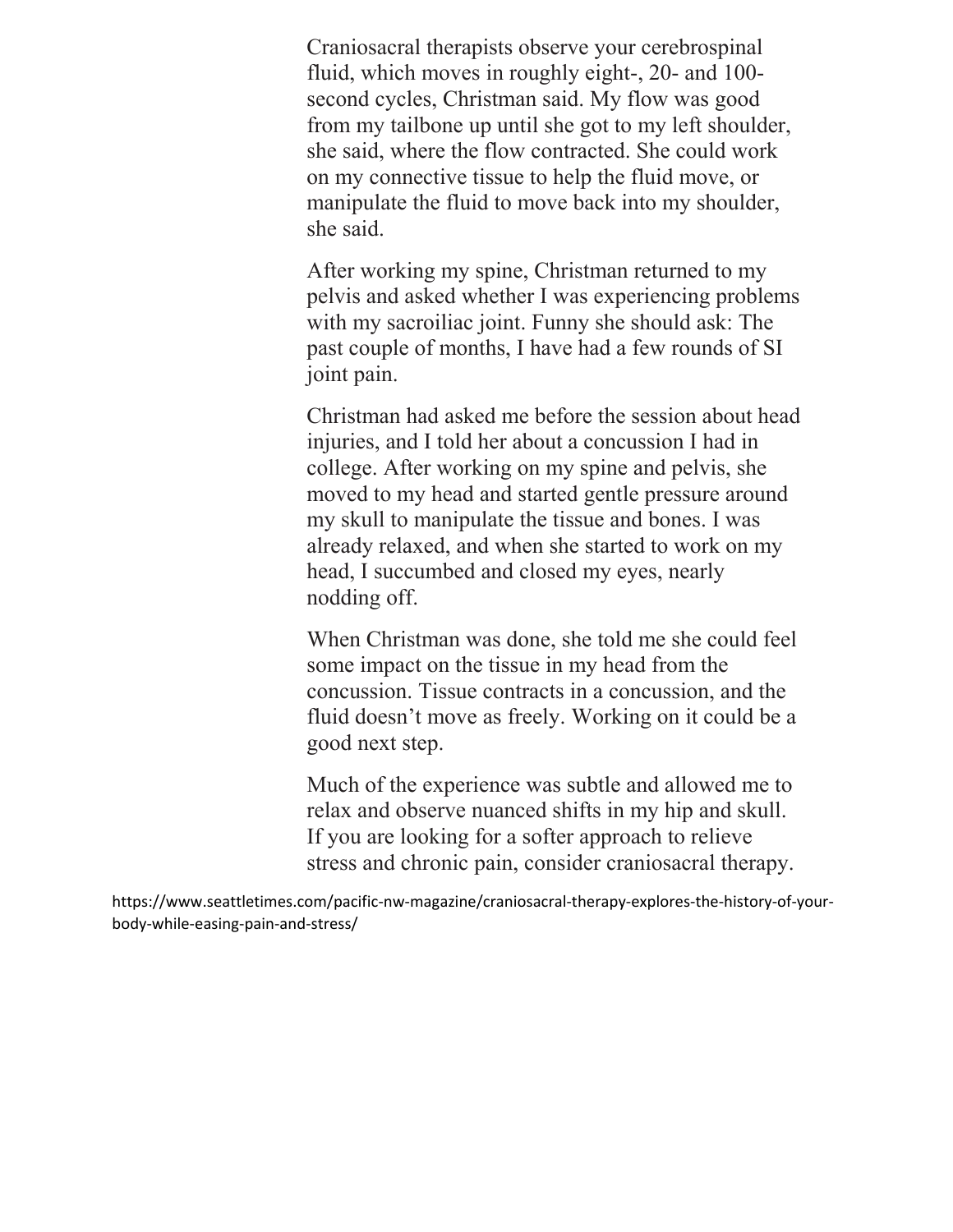Craniosacral therapists observe your cerebrospinal fluid, which moves in roughly eight-, 20- and 100-second cycles, Christman said. My flow was good from my tailbone up until she got to my left shoulder, she said, where the flow contracted. She could work on my connective tissue to help the fluid move, or manipulate the fluid to move back into my shoulder, she said.

After working my spine, Christman returned to my pelvis and asked whether I was experiencing problems with my sacroiliac joint. Funny she should ask: The past couple of months, I have had a few rounds of SI joint pain.

Christman had asked me before the session about head injuries, and I told her about a concussion I had in college. After working on my spine and pelvis, she moved to my head and started gentle pressure around my skull to manipulate the tissue and bones. I was already relaxed, and when she started to work on my head, I succumbed and closed my eyes, nearly nodding off.

When Christman was done, she told me she could feel some impact on the tissue in my head from the concussion. Tissue contracts in a concussion, and the fluid doesn't move as freely. Working on it could be a good next step.

Much of the experience was subtle and allowed me to relax and observe nuanced shifts in my hip and skull. If you are looking for a softer approach to relieve stress and chronic pain, consider craniosacral therapy.

https://www.seattletimes.com/pacific-nw-magazine/craniosacral-therapy-explores-the-history-of-your-body-while-easing-pain-and-stress/